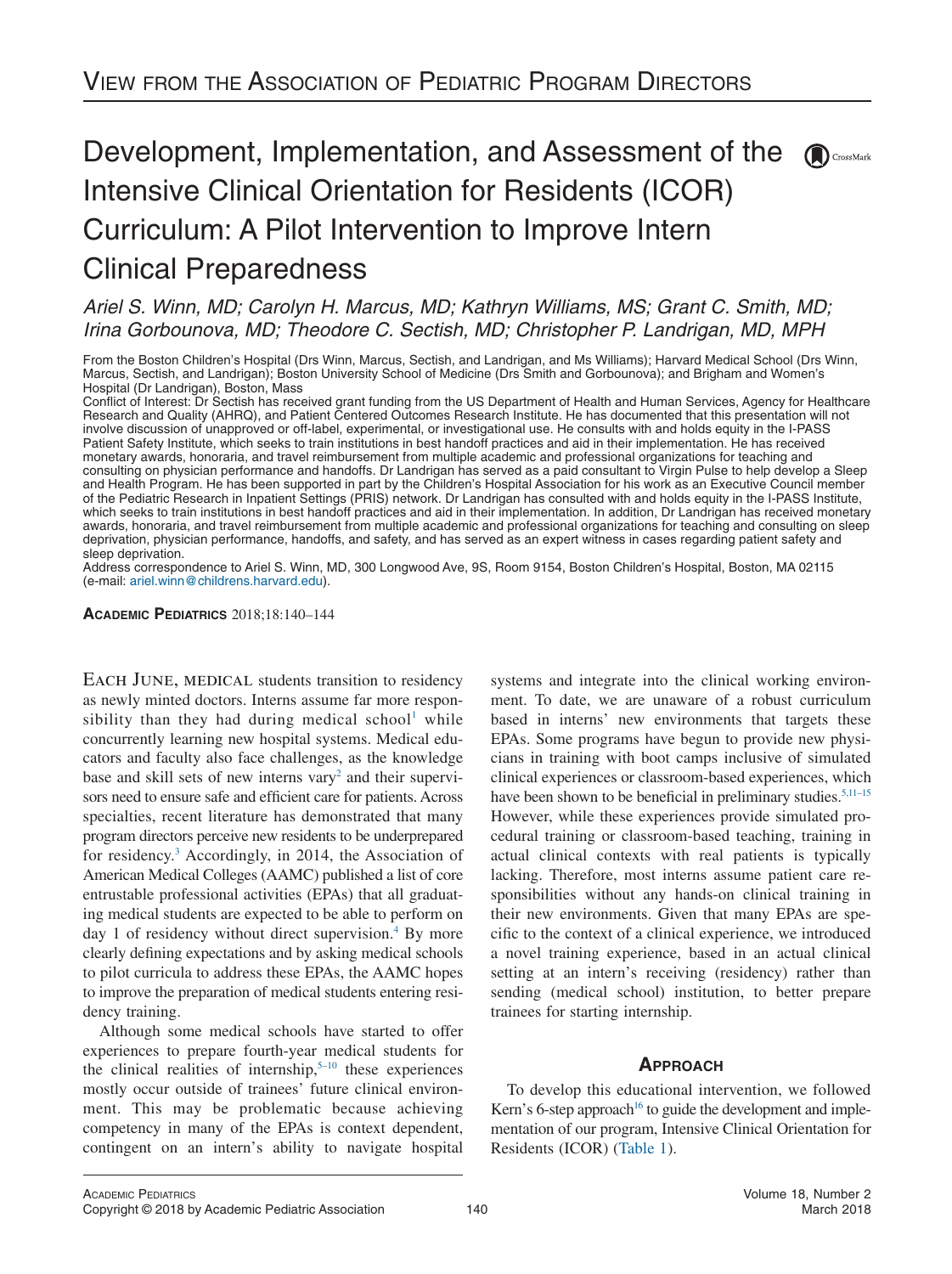View from the Association of Pediatric Program Directors

# Development, Implementation, and Assessment of the Intensive Clinical Orientation for Residents (ICOR) Curriculum: A Pilot Intervention to Improve Intern Clinical Preparedness

*Ariel S. Winn, MD; Carolyn H. Marcus, MD; Kathryn Williams, MS; Grant C. Smith, MD; Irina Gorbounova, MD; Theodore C. Sectish, MD; Christopher P. Landrigan, MD, MPH*

From the Boston Children's Hospital (Drs Winn, Marcus, Sectish, and Landrigan, and Ms Williams); Harvard Medical School (Drs Winn, Marcus, Sectish, and Landrigan); Boston University School of Medicine (Drs Smith and Gorbounova); and Brigham and Women's Hospital (Dr Landrigan), Boston, Mass

Conflict of Interest: Dr Sectish has received grant funding from the US Department of Health and Human Services, Agency for Healthcare Research and Quality (AHRQ), and Patient Centered Outcomes Research Institute. He has documented that this presentation will not involve discussion of unapproved or off-label, experimental, or investigational use. He consults with and holds equity in the I-PASS Patient Safety Institute, which seeks to train institutions in best handoff practices and aid in their implementation. He has received monetary awards, honoraria, and travel reimbursement from multiple academic and professional organizations for teaching and consulting on physician performance and handoffs. Dr Landrigan has served as a paid consultant to Virgin Pulse to help develop a Sleep and Health Program. He has been supported in part by the Children's Hospital Association for his work as an Executive Council member of the Pediatric Research in Inpatient Settings (PRIS) network. Dr Landrigan has consulted with and holds equity in the I-PASS Institute, which seeks to train institutions in best handoff practices and aid in their implementation. In addition, Dr Landrigan has received monetary awards, honoraria, and travel reimbursement from multiple academic and professional organizations for teaching and consulting on sleep deprivation, physician performance, handoffs, and safety, and has served as an expert witness in cases regarding patient safety and sleep deprivation.

Address correspondence to Ariel S. Winn, MD, 300 Longwood Ave, 9S, Room 9154, Boston Children's Hospital, Boston, MA 02115 (e-mail: ariel.winn@childrens.harvard.edu).

**Academic Pediatrics** 2018;18:140–144

Each June, medical students transition to residency as newly minted doctors. Interns assume far more responsibility than they had during medical school[1] while concurrently learning new hospital systems. Medical educators and faculty also face challenges, as the knowledge base and skill sets of new interns vary[2] and their supervisors need to ensure safe and efficient care for patients. Across specialties, recent literature has demonstrated that many program directors perceive new residents to be underprepared for residency.[3] Accordingly, in 2014, the Association of American Medical Colleges (AAMC) published a list of core entrustable professional activities (EPAs) that all graduating medical students are expected to be able to perform on day 1 of residency without direct supervision.[4] By more clearly defining expectations and by asking medical schools to pilot curricula to address these EPAs, the AAMC hopes to improve the preparation of medical students entering residency training.

Although some medical schools have started to offer experiences to prepare fourth-year medical students for the clinical realities of internship,[5–10] these experiences mostly occur outside of trainees' future clinical environment. This may be problematic because achieving competency in many of the EPAs is context dependent, contingent on an intern's ability to navigate hospital systems and integrate into the clinical working environment. To date, we are unaware of a robust curriculum based in interns' new environments that targets these EPAs. Some programs have begun to provide new physicians in training with boot camps inclusive of simulated clinical experiences or classroom-based experiences, which have been shown to be beneficial in preliminary studies.[5,11–15] However, while these experiences provide simulated procedural training or classroom-based teaching, training in actual clinical contexts with real patients is typically lacking. Therefore, most interns assume patient care responsibilities without any hands-on clinical training in their new environments. Given that many EPAs are specific to the context of a clinical experience, we introduced a novel training experience, based in an actual clinical setting at an intern's receiving (residency) rather than sending (medical school) institution, to better prepare trainees for starting internship.

## Approach

To develop this educational intervention, we followed Kern's 6-step approach[16] to guide the development and implementation of our program, Intensive Clinical Orientation for Residents (ICOR) (Table 1).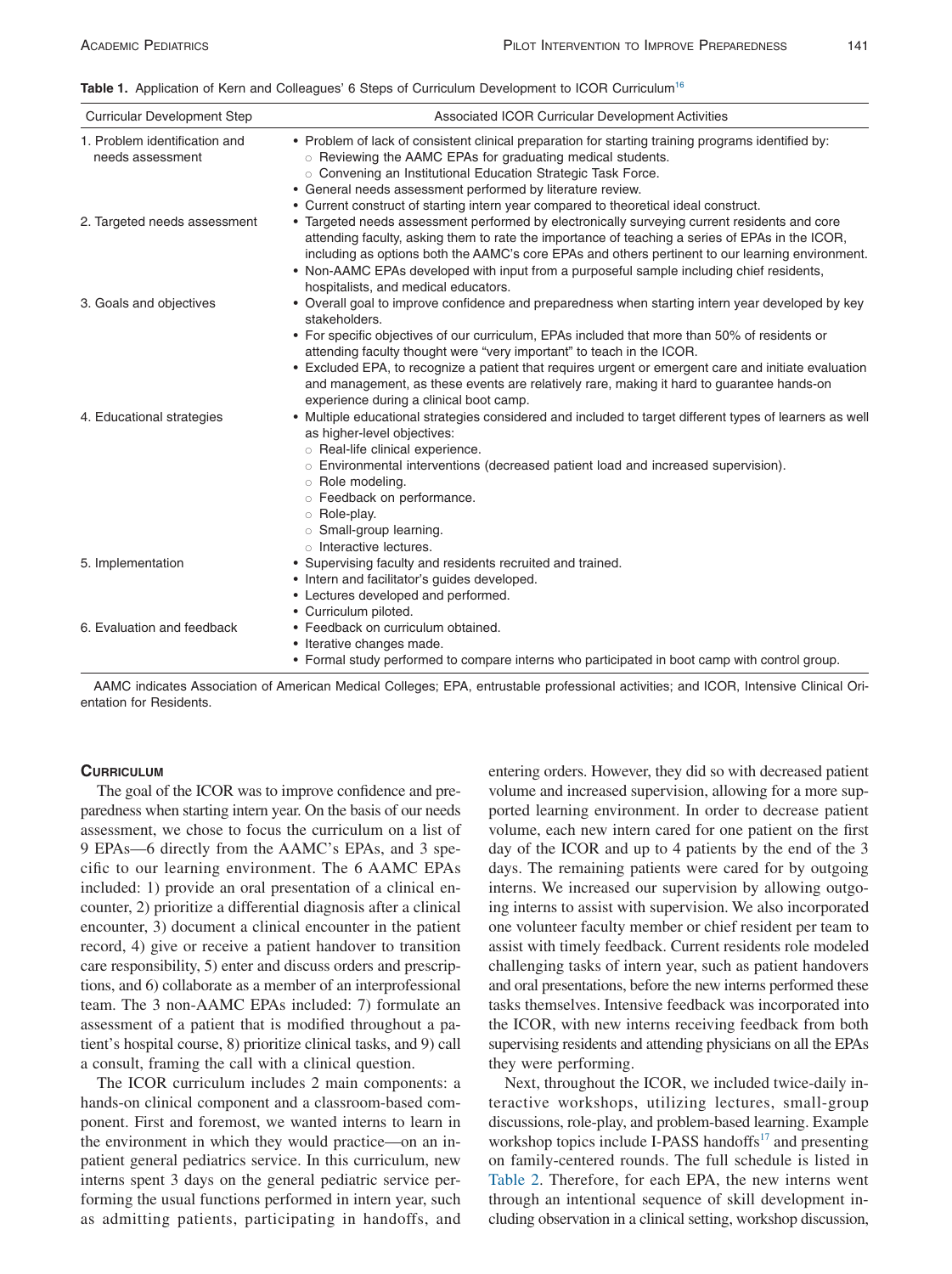**Table 1.** Application of Kern and Colleagues' 6 Steps of Curriculum Development to ICOR Curriculum[16]

| Curricular Development Step | Associated ICOR Curricular Development Activities |
|---|---|
| 1. Problem identification and needs assessment | • Problem of lack of consistent clinical preparation for starting training programs identified by: ○ Reviewing the AAMC EPAs for graduating medical students. ○ Convening an Institutional Education Strategic Task Force. • General needs assessment performed by literature review. • Current construct of starting intern year compared to theoretical ideal construct. |
| 2. Targeted needs assessment | • Targeted needs assessment performed by electronically surveying current residents and core attending faculty, asking them to rate the importance of teaching a series of EPAs in the ICOR, including as options both the AAMC's core EPAs and others pertinent to our learning environment. • Non-AAMC EPAs developed with input from a purposeful sample including chief residents, hospitalists, and medical educators. |
| 3. Goals and objectives | • Overall goal to improve confidence and preparedness when starting intern year developed by key stakeholders. • For specific objectives of our curriculum, EPAs included that more than 50% of residents or attending faculty thought were "very important" to teach in the ICOR. • Excluded EPA, to recognize a patient that requires urgent or emergent care and initiate evaluation and management, as these events are relatively rare, making it hard to guarantee hands-on experience during a clinical boot camp. |
| 4. Educational strategies | • Multiple educational strategies considered and included to target different types of learners as well as higher-level objectives: ○ Real-life clinical experience. ○ Environmental interventions (decreased patient load and increased supervision). ○ Role modeling. ○ Feedback on performance. ○ Role-play. ○ Small-group learning. ○ Interactive lectures. |
| 5. Implementation | • Supervising faculty and residents recruited and trained. • Intern and facilitator's guides developed. • Lectures developed and performed. • Curriculum piloted. |
| 6. Evaluation and feedback | • Feedback on curriculum obtained. • Iterative changes made. • Formal study performed to compare interns who participated in boot camp with control group. |

AAMC indicates Association of American Medical Colleges; EPA, entrustable professional activities; and ICOR, Intensive Clinical Orientation for Residents.

## Curriculum

The goal of the ICOR was to improve confidence and preparedness when starting intern year. On the basis of our needs assessment, we chose to focus the curriculum on a list of 9 EPAs—6 directly from the AAMC's EPAs, and 3 specific to our learning environment. The 6 AAMC EPAs included: 1) provide an oral presentation of a clinical encounter, 2) prioritize a differential diagnosis after a clinical encounter, 3) document a clinical encounter in the patient record, 4) give or receive a patient handover to transition care responsibility, 5) enter and discuss orders and prescriptions, and 6) collaborate as a member of an interprofessional team. The 3 non-AAMC EPAs included: 7) formulate an assessment of a patient that is modified throughout a patient's hospital course, 8) prioritize clinical tasks, and 9) call a consult, framing the call with a clinical question.

The ICOR curriculum includes 2 main components: a hands-on clinical component and a classroom-based component. First and foremost, we wanted interns to learn in the environment in which they would practice—on an inpatient general pediatrics service. In this curriculum, new interns spent 3 days on the general pediatric service performing the usual functions performed in intern year, such as admitting patients, participating in handoffs, and entering orders. However, they did so with decreased patient volume and increased supervision, allowing for a more supported learning environment. In order to decrease patient volume, each new intern cared for one patient on the first day of the ICOR and up to 4 patients by the end of the 3 days. The remaining patients were cared for by outgoing interns. We increased our supervision by allowing outgoing interns to assist with supervision. We also incorporated one volunteer faculty member or chief resident per team to assist with timely feedback. Current residents role modeled challenging tasks of intern year, such as patient handovers and oral presentations, before the new interns performed these tasks themselves. Intensive feedback was incorporated into the ICOR, with new interns receiving feedback from both supervising residents and attending physicians on all the EPAs they were performing.

Next, throughout the ICOR, we included twice-daily interactive workshops, utilizing lectures, small-group discussions, role-play, and problem-based learning. Example workshop topics include I-PASS handoffs[17] and presenting on family-centered rounds. The full schedule is listed in Table 2. Therefore, for each EPA, the new interns went through an intentional sequence of skill development including observation in a clinical setting, workshop discussion,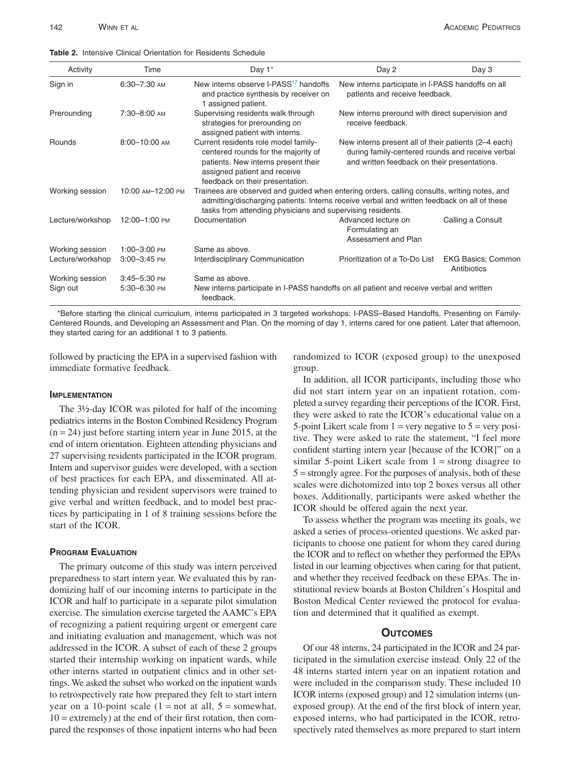**Table 2.** Intensive Clinical Orientation for Residents Schedule

| Activity | Time | Day 1* | Day 2 | Day 3 |
|---|---|---|---|---|
| Sign in | 6:30–7:30 AM | New interns observe I-PASS[17] handoffs and practice synthesis by receiver on 1 assigned patient. | New interns participate in I-PASS handoffs on all patients and receive feedback. | |
| Prerounding | 7:30–8:00 AM | Supervising residents walk through strategies for prerounding on assigned patient with interns. | New interns preround with direct supervision and receive feedback. | |
| Rounds | 8:00–10:00 AM | Current residents role model family-centered rounds for the majority of patients. New interns present their assigned patient and receive feedback on their presentation. | New interns present all of their patients (2–4 each) during family-centered rounds and receive verbal and written feedback on their presentations. | |
| Working session | 10:00 AM–12:00 PM | Trainees are observed and guided when entering orders, calling consults, writing notes, and admitting/discharging patients. Interns receive verbal and written feedback on all of these tasks from attending physicians and supervising residents. | | |
| Lecture/workshop | 12:00–1:00 PM | Documentation | Advanced lecture on Formulating an Assessment and Plan | Calling a Consult |
| Working session | 1:00–3:00 PM | Same as above. | | |
| Lecture/workshop | 3:00–3:45 PM | Interdisciplinary Communication | Prioritization of a To-Do List | EKG Basics; Common Antibiotics |
| Working session | 3:45–5:30 PM | Same as above. | | |
| Sign out | 5:30–6:30 PM | New interns participate in I-PASS handoffs on all patient and receive verbal and written feedback. | | |

*Before starting the clinical curriculum, interns participated in 3 targeted workshops: I-PASS–Based Handoffs, Presenting on Family-Centered Rounds, and Developing an Assessment and Plan. On the morning of day 1, interns cared for one patient. Later that afternoon, they started caring for an additional 1 to 3 patients.

followed by practicing the EPA in a supervised fashion with immediate formative feedback.

### Implementation

The 3½-day ICOR was piloted for half of the incoming pediatrics interns in the Boston Combined Residency Program (n = 24) just before starting intern year in June 2015, at the end of intern orientation. Eighteen attending physicians and 27 supervising residents participated in the ICOR program. Intern and supervisor guides were developed, with a section of best practices for each EPA, and disseminated. All attending physician and resident supervisors were trained to give verbal and written feedback, and to model best practices by participating in 1 of 8 training sessions before the start of the ICOR.

### Program Evaluation

The primary outcome of this study was intern perceived preparedness to start intern year. We evaluated this by randomizing half of our incoming interns to participate in the ICOR and half to participate in a separate pilot simulation exercise. The simulation exercise targeted the AAMC's EPA of recognizing a patient requiring urgent or emergent care and initiating evaluation and management, which was not addressed in the ICOR. A subset of each of these 2 groups started their internship working on inpatient wards, while other interns started in outpatient clinics and in other settings. We asked the subset who worked on the inpatient wards to retrospectively rate how prepared they felt to start intern year on a 10-point scale (1 = not at all, 5 = somewhat, 10 = extremely) at the end of their first rotation, then compared the responses of those inpatient interns who had been randomized to ICOR (exposed group) to the unexposed group.

In addition, all ICOR participants, including those who did not start intern year on an inpatient rotation, completed a survey regarding their perceptions of the ICOR. First, they were asked to rate the ICOR's educational value on a 5-point Likert scale from 1 = very negative to 5 = very positive. They were asked to rate the statement, "I feel more confident starting intern year [because of the ICOR]" on a similar 5-point Likert scale from 1 = strong disagree to 5 = strongly agree. For the purposes of analysis, both of these scales were dichotomized into top 2 boxes versus all other boxes. Additionally, participants were asked whether the ICOR should be offered again the next year.

To assess whether the program was meeting its goals, we asked a series of process-oriented questions. We asked participants to choose one patient for whom they cared during the ICOR and to reflect on whether they performed the EPAs listed in our learning objectives when caring for that patient, and whether they received feedback on these EPAs. The institutional review boards at Boston Children's Hospital and Boston Medical Center reviewed the protocol for evaluation and determined that it qualified as exempt.

## Outcomes

Of our 48 interns, 24 participated in the ICOR and 24 participated in the simulation exercise instead. Only 22 of the 48 interns started intern year on an inpatient rotation and were included in the comparison study. These included 10 ICOR interns (exposed group) and 12 simulation interns (unexposed group). At the end of the first block of intern year, exposed interns, who had participated in the ICOR, retrospectively rated themselves as more prepared to start intern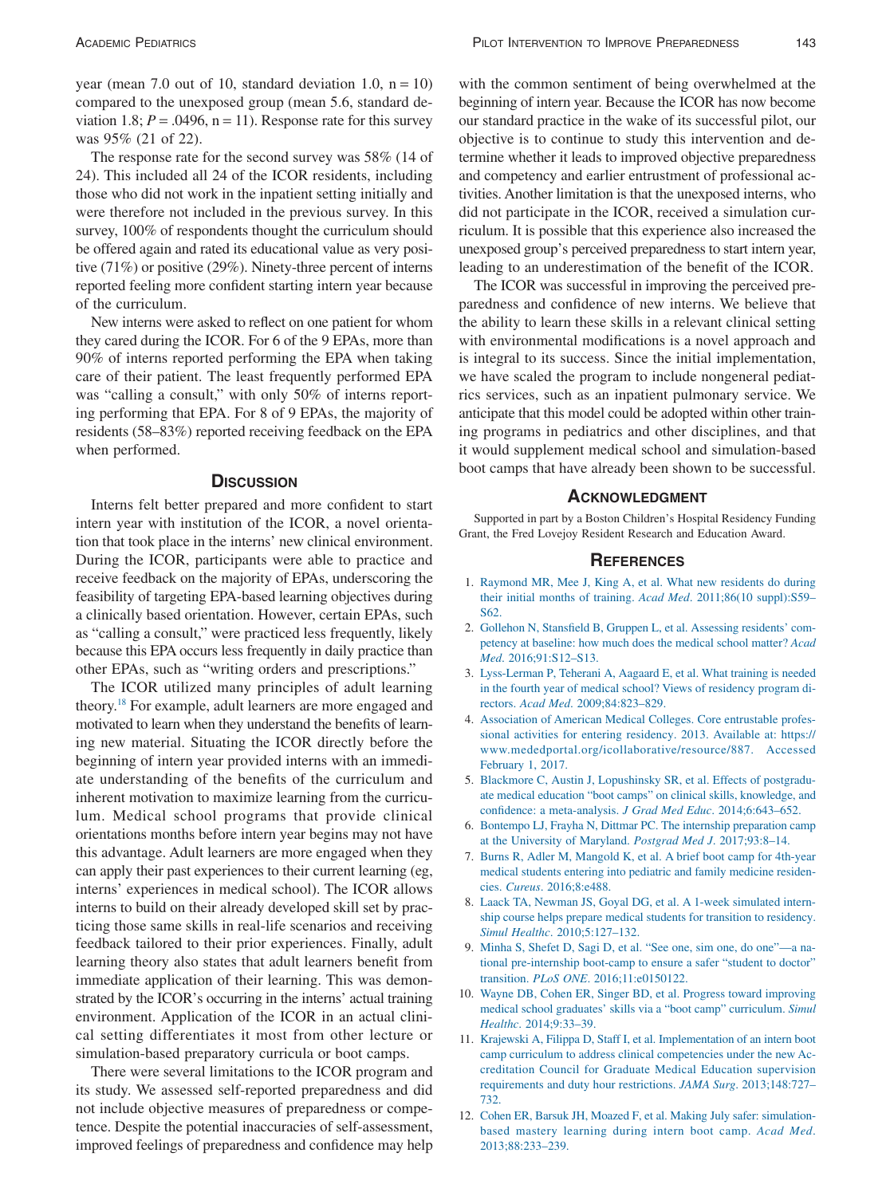year (mean 7.0 out of 10, standard deviation 1.0, n = 10) compared to the unexposed group (mean 5.6, standard deviation 1.8; $P = .0496$, n = 11). Response rate for this survey was 95% (21 of 22).

The response rate for the second survey was 58% (14 of 24). This included all 24 of the ICOR residents, including those who did not work in the inpatient setting initially and were therefore not included in the previous survey. In this survey, 100% of respondents thought the curriculum should be offered again and rated its educational value as very positive (71%) or positive (29%). Ninety-three percent of interns reported feeling more confident starting intern year because of the curriculum.

New interns were asked to reflect on one patient for whom they cared during the ICOR. For 6 of the 9 EPAs, more than 90% of interns reported performing the EPA when taking care of their patient. The least frequently performed EPA was "calling a consult," with only 50% of interns reporting performing that EPA. For 8 of 9 EPAs, the majority of residents (58–83%) reported receiving feedback on the EPA when performed.

## Discussion

Interns felt better prepared and more confident to start intern year with institution of the ICOR, a novel orientation that took place in the interns' new clinical environment. During the ICOR, participants were able to practice and receive feedback on the majority of EPAs, underscoring the feasibility of targeting EPA-based learning objectives during a clinically based orientation. However, certain EPAs, such as "calling a consult," were practiced less frequently, likely because this EPA occurs less frequently in daily practice than other EPAs, such as "writing orders and prescriptions."

The ICOR utilized many principles of adult learning theory.[18] For example, adult learners are more engaged and motivated to learn when they understand the benefits of learning new material. Situating the ICOR directly before the beginning of intern year provided interns with an immediate understanding of the benefits of the curriculum and inherent motivation to maximize learning from the curriculum. Medical school programs that provide clinical orientations months before intern year begins may not have this advantage. Adult learners are more engaged when they can apply their past experiences to their current learning (eg, interns' experiences in medical school). The ICOR allows interns to build on their already developed skill set by practicing those same skills in real-life scenarios and receiving feedback tailored to their prior experiences. Finally, adult learning theory also states that adult learners benefit from immediate application of their learning. This was demonstrated by the ICOR's occurring in the interns' actual training environment. Application of the ICOR in an actual clinical setting differentiates it most from other lecture or simulation-based preparatory curricula or boot camps.

There were several limitations to the ICOR program and its study. We assessed self-reported preparedness and did not include objective measures of preparedness or competence. Despite the potential inaccuracies of self-assessment, improved feelings of preparedness and confidence may help with the common sentiment of being overwhelmed at the beginning of intern year. Because the ICOR has now become our standard practice in the wake of its successful pilot, our objective is to continue to study this intervention and determine whether it leads to improved objective preparedness and competency and earlier entrustment of professional activities. Another limitation is that the unexposed interns, who did not participate in the ICOR, received a simulation curriculum. It is possible that this experience also increased the unexposed group's perceived preparedness to start intern year, leading to an underestimation of the benefit of the ICOR.

The ICOR was successful in improving the perceived preparedness and confidence of new interns. We believe that the ability to learn these skills in a relevant clinical setting with environmental modifications is a novel approach and is integral to its success. Since the initial implementation, we have scaled the program to include nongeneral pediatrics services, such as an inpatient pulmonary service. We anticipate that this model could be adopted within other training programs in pediatrics and other disciplines, and that it would supplement medical school and simulation-based boot camps that have already been shown to be successful.

## Acknowledgment

Supported in part by a Boston Children's Hospital Residency Funding Grant, the Fred Lovejoy Resident Research and Education Award.

## References

1. Raymond MR, Mee J, King A, et al. What new residents do during their initial months of training. *Acad Med*. 2011;86(10 suppl):S59–S62.
2. Gollehon N, Stansfield B, Gruppen L, et al. Assessing residents' competency at baseline: how much does the medical school matter? *Acad Med*. 2016;91:S12–S13.
3. Lyss-Lerman P, Teherani A, Aagaard E, et al. What training is needed in the fourth year of medical school? Views of residency program directors. *Acad Med*. 2009;84:823–829.
4. Association of American Medical Colleges. Core entrustable professional activities for entering residency. 2013. Available at: https://www.mededportal.org/icollaborative/resource/887. Accessed February 1, 2017.
5. Blackmore C, Austin J, Lopushinsky SR, et al. Effects of postgraduate medical education "boot camps" on clinical skills, knowledge, and confidence: a meta-analysis. *J Grad Med Educ*. 2014;6:643–652.
6. Bontempo LJ, Frayha N, Dittmar PC. The internship preparation camp at the University of Maryland. *Postgrad Med J*. 2017;93:8–14.
7. Burns R, Adler M, Mangold K, et al. A brief boot camp for 4th-year medical students entering into pediatric and family medicine residencies. *Cureus*. 2016;8:e488.
8. Laack TA, Newman JS, Goyal DG, et al. A 1-week simulated internship course helps prepare medical students for transition to residency. *Simul Healthc*. 2010;5:127–132.
9. Minha S, Shefet D, Sagi D, et al. "See one, sim one, do one"—a national pre-internship boot-camp to ensure a safer "student to doctor" transition. *PLoS ONE*. 2016;11:e0150122.
10. Wayne DB, Cohen ER, Singer BD, et al. Progress toward improving medical school graduates' skills via a "boot camp" curriculum. *Simul Healthc*. 2014;9:33–39.
11. Krajewski A, Filippa D, Staff I, et al. Implementation of an intern boot camp curriculum to address clinical competencies under the new Accreditation Council for Graduate Medical Education supervision requirements and duty hour restrictions. *JAMA Surg*. 2013;148:727–732.
12. Cohen ER, Barsuk JH, Moazed F, et al. Making July safer: simulation-based mastery learning during intern boot camp. *Acad Med*. 2013;88:233–239.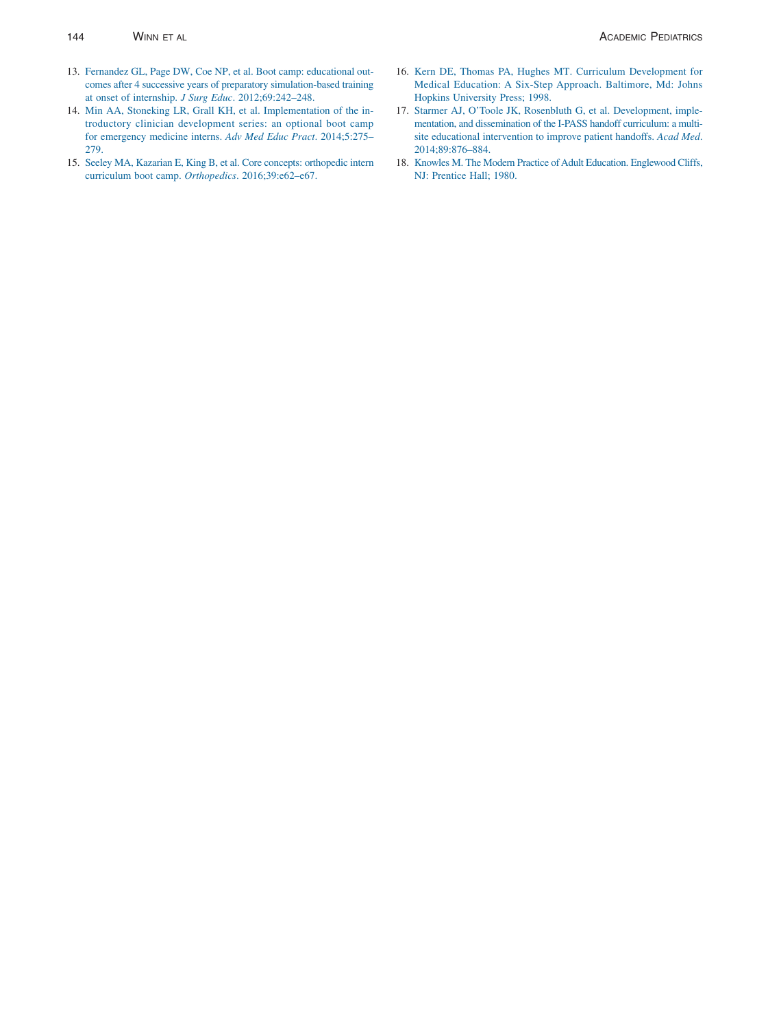13. Fernandez GL, Page DW, Coe NP, et al. Boot camp: educational outcomes after 4 successive years of preparatory simulation-based training at onset of internship. *J Surg Educ*. 2012;69:242–248.
14. Min AA, Stoneking LR, Grall KH, et al. Implementation of the introductory clinician development series: an optional boot camp for emergency medicine interns. *Adv Med Educ Pract*. 2014;5:275–279.
15. Seeley MA, Kazarian E, King B, et al. Core concepts: orthopedic intern curriculum boot camp. *Orthopedics*. 2016;39:e62–e67.
16. Kern DE, Thomas PA, Hughes MT. Curriculum Development for Medical Education: A Six-Step Approach. Baltimore, Md: Johns Hopkins University Press; 1998.
17. Starmer AJ, O'Toole JK, Rosenbluth G, et al. Development, implementation, and dissemination of the I-PASS handoff curriculum: a multisite educational intervention to improve patient handoffs. *Acad Med*. 2014;89:876–884.
18. Knowles M. The Modern Practice of Adult Education. Englewood Cliffs, NJ: Prentice Hall; 1980.